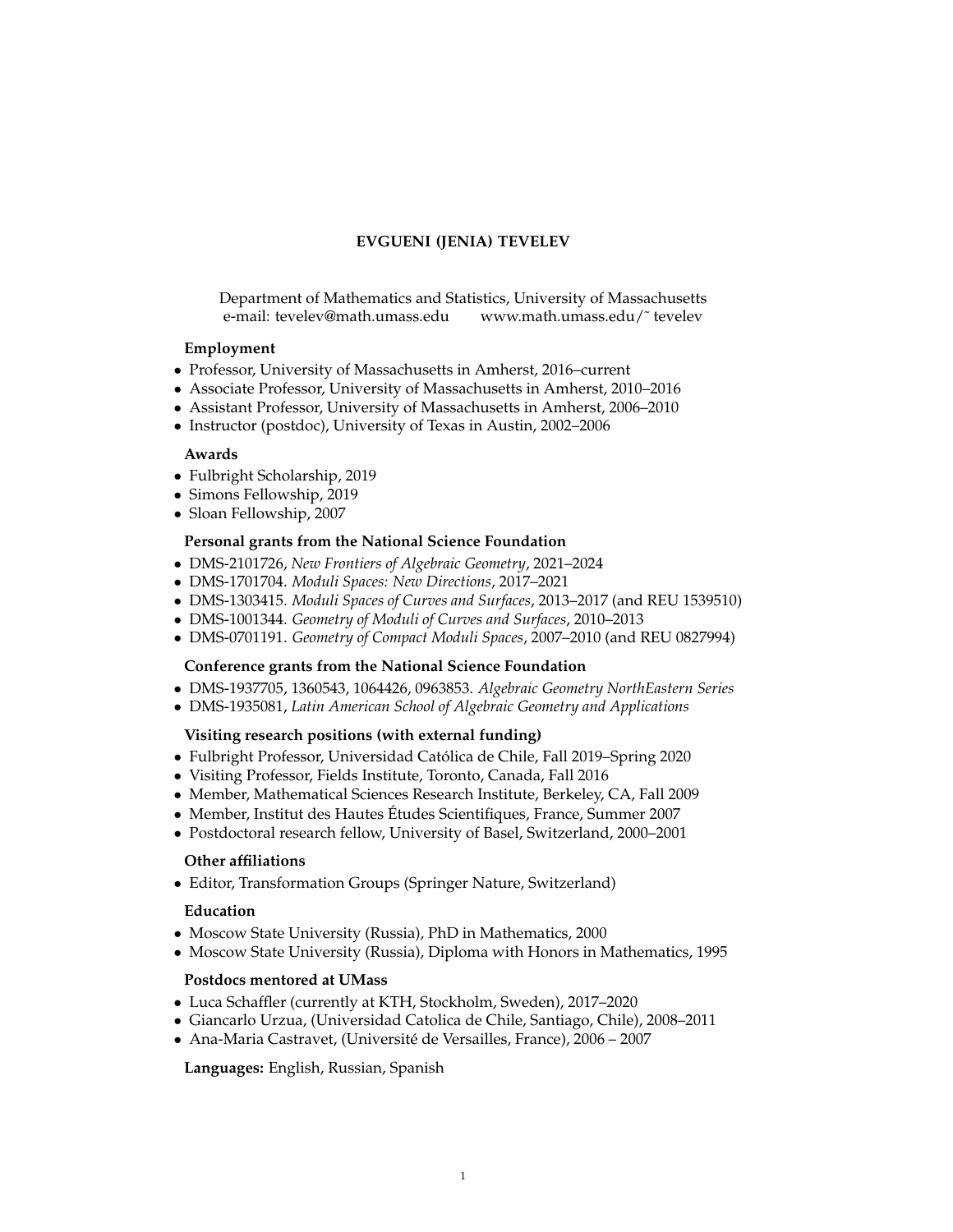# EVGUENI (JENIA) TEVELEV

Department of Mathematics and Statistics, University of Massachusetts
e-mail: tevelev@math.umass.edu    www.math.umass.edu/˜ tevelev

### Employment

- Professor, University of Massachusetts in Amherst, 2016–current
- Associate Professor, University of Massachusetts in Amherst, 2010–2016
- Assistant Professor, University of Massachusetts in Amherst, 2006–2010
- Instructor (postdoc), University of Texas in Austin, 2002–2006

### Awards

- Fulbright Scholarship, 2019
- Simons Fellowship, 2019
- Sloan Fellowship, 2007

### Personal grants from the National Science Foundation

- DMS-2101726, *New Frontiers of Algebraic Geometry*, 2021–2024
- DMS-1701704. *Moduli Spaces: New Directions*, 2017–2021
- DMS-1303415. *Moduli Spaces of Curves and Surfaces*, 2013–2017 (and REU 1539510)
- DMS-1001344. *Geometry of Moduli of Curves and Surfaces*, 2010–2013
- DMS-0701191. *Geometry of Compact Moduli Spaces*, 2007–2010 (and REU 0827994)

### Conference grants from the National Science Foundation

- DMS-1937705, 1360543, 1064426, 0963853. *Algebraic Geometry NorthEastern Series*
- DMS-1935081, *Latin American School of Algebraic Geometry and Applications*

### Visiting research positions (with external funding)

- Fulbright Professor, Universidad Católica de Chile, Fall 2019–Spring 2020
- Visiting Professor, Fields Institute, Toronto, Canada, Fall 2016
- Member, Mathematical Sciences Research Institute, Berkeley, CA, Fall 2009
- Member, Institut des Hautes Études Scientifiques, France, Summer 2007
- Postdoctoral research fellow, University of Basel, Switzerland, 2000–2001

### Other affiliations

- Editor, Transformation Groups (Springer Nature, Switzerland)

### Education

- Moscow State University (Russia), PhD in Mathematics, 2000
- Moscow State University (Russia), Diploma with Honors in Mathematics, 1995

### Postdocs mentored at UMass

- Luca Schaffler (currently at KTH, Stockholm, Sweden), 2017–2020
- Giancarlo Urzua, (Universidad Catolica de Chile, Santiago, Chile), 2008–2011
- Ana-Maria Castravet, (Université de Versailles, France), 2006 – 2007

**Languages:** English, Russian, Spanish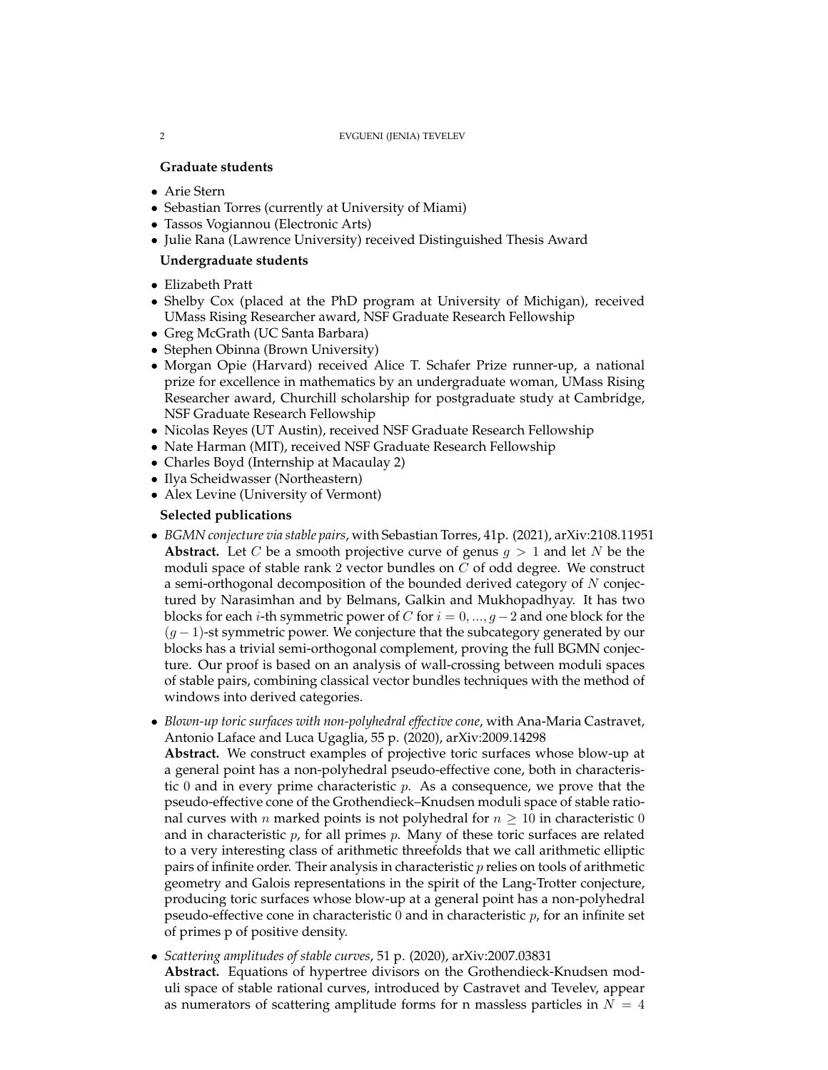**Graduate students**

- Arie Stern
- Sebastian Torres (currently at University of Miami)
- Tassos Vogiannou (Electronic Arts)
- Julie Rana (Lawrence University) received Distinguished Thesis Award

**Undergraduate students**

- Elizabeth Pratt
- Shelby Cox (placed at the PhD program at University of Michigan), received UMass Rising Researcher award, NSF Graduate Research Fellowship
- Greg McGrath (UC Santa Barbara)
- Stephen Obinna (Brown University)
- Morgan Opie (Harvard) received Alice T. Schafer Prize runner-up, a national prize for excellence in mathematics by an undergraduate woman, UMass Rising Researcher award, Churchill scholarship for postgraduate study at Cambridge, NSF Graduate Research Fellowship
- Nicolas Reyes (UT Austin), received NSF Graduate Research Fellowship
- Nate Harman (MIT), received NSF Graduate Research Fellowship
- Charles Boyd (Internship at Macaulay 2)
- Ilya Scheidwasser (Northeastern)
- Alex Levine (University of Vermont)

**Selected publications**

- *BGMN conjecture via stable pairs*, with Sebastian Torres, 41p. (2021), arXiv:2108.11951
  **Abstract.** Let $C$ be a smooth projective curve of genus $g > 1$ and let $N$ be the moduli space of stable rank 2 vector bundles on $C$ of odd degree. We construct a semi-orthogonal decomposition of the bounded derived category of $N$ conjectured by Narasimhan and by Belmans, Galkin and Mukhopadhyay. It has two blocks for each $i$-th symmetric power of $C$ for $i = 0, ..., g-2$ and one block for the $(g-1)$-st symmetric power. We conjecture that the subcategory generated by our blocks has a trivial semi-orthogonal complement, proving the full BGMN conjecture. Our proof is based on an analysis of wall-crossing between moduli spaces of stable pairs, combining classical vector bundles techniques with the method of windows into derived categories.

- *Blown-up toric surfaces with non-polyhedral effective cone*, with Ana-Maria Castravet, Antonio Laface and Luca Ugaglia, 55 p. (2020), arXiv:2009.14298
  **Abstract.** We construct examples of projective toric surfaces whose blow-up at a general point has a non-polyhedral pseudo-effective cone, both in characteristic 0 and in every prime characteristic $p$. As a consequence, we prove that the pseudo-effective cone of the Grothendieck–Knudsen moduli space of stable rational curves with $n$ marked points is not polyhedral for $n \geq 10$ in characteristic 0 and in characteristic $p$, for all primes $p$. Many of these toric surfaces are related to a very interesting class of arithmetic threefolds that we call arithmetic elliptic pairs of infinite order. Their analysis in characteristic $p$ relies on tools of arithmetic geometry and Galois representations in the spirit of the Lang-Trotter conjecture, producing toric surfaces whose blow-up at a general point has a non-polyhedral pseudo-effective cone in characteristic 0 and in characteristic $p$, for an infinite set of primes p of positive density.

- *Scattering amplitudes of stable curves*, 51 p. (2020), arXiv:2007.03831
  **Abstract.** Equations of hypertree divisors on the Grothendieck-Knudsen moduli space of stable rational curves, introduced by Castravet and Tevelev, appear as numerators of scattering amplitude forms for n massless particles in $N = 4$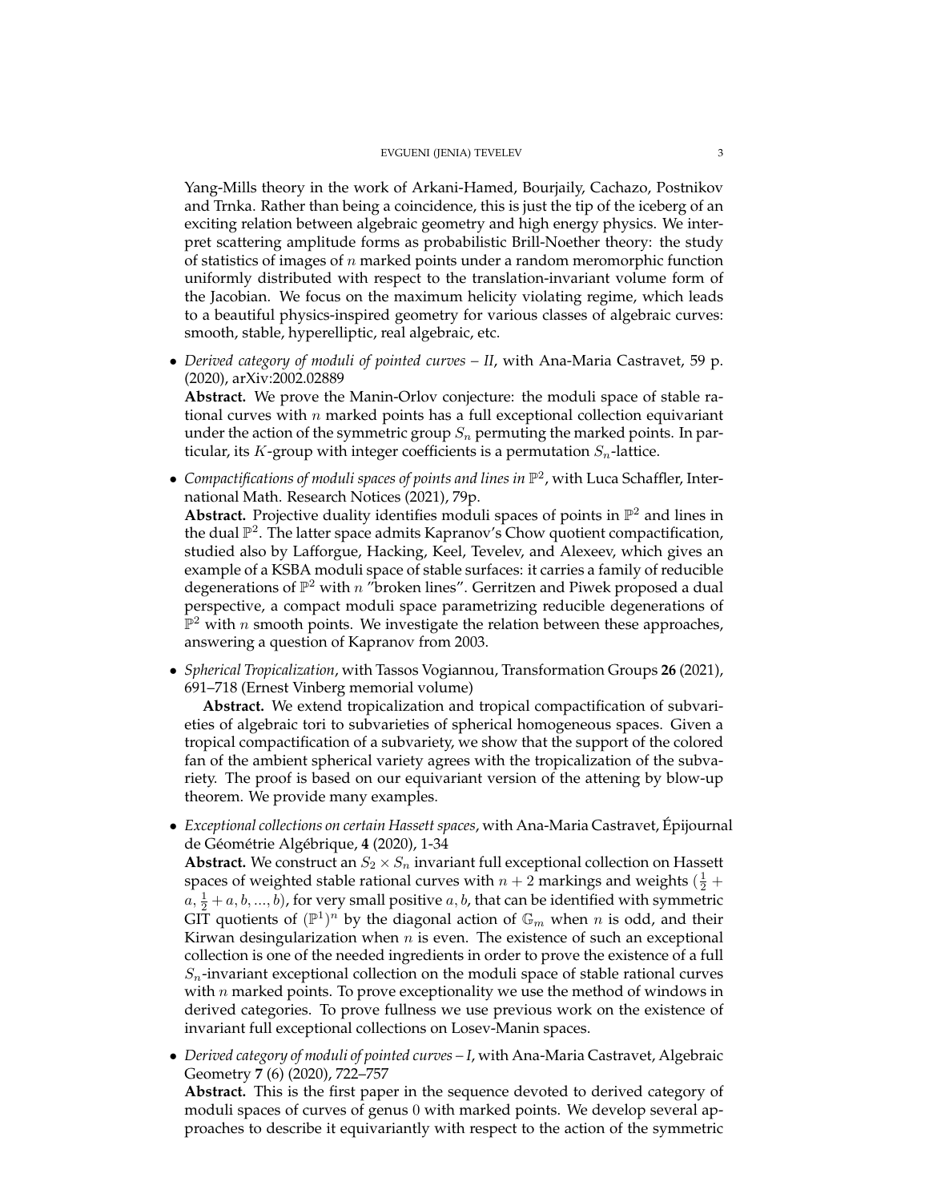Yang-Mills theory in the work of Arkani-Hamed, Bourjaily, Cachazo, Postnikov and Trnka. Rather than being a coincidence, this is just the tip of the iceberg of an exciting relation between algebraic geometry and high energy physics. We interpret scattering amplitude forms as probabilistic Brill-Noether theory: the study of statistics of images of $n$ marked points under a random meromorphic function uniformly distributed with respect to the translation-invariant volume form of the Jacobian. We focus on the maximum helicity violating regime, which leads to a beautiful physics-inspired geometry for various classes of algebraic curves: smooth, stable, hyperelliptic, real algebraic, etc.

- *Derived category of moduli of pointed curves – II*, with Ana-Maria Castravet, 59 p. (2020), arXiv:2002.02889
  **Abstract.** We prove the Manin-Orlov conjecture: the moduli space of stable rational curves with $n$ marked points has a full exceptional collection equivariant under the action of the symmetric group $S_n$ permuting the marked points. In particular, its $K$-group with integer coefficients is a permutation $S_n$-lattice.

- *Compactifications of moduli spaces of points and lines in $\mathbb{P}^2$*, with Luca Schaffler, International Math. Research Notices (2021), 79p.
  **Abstract.** Projective duality identifies moduli spaces of points in $\mathbb{P}^2$ and lines in the dual $\mathbb{P}^2$. The latter space admits Kapranov's Chow quotient compactification, studied also by Lafforgue, Hacking, Keel, Tevelev, and Alexeev, which gives an example of a KSBA moduli space of stable surfaces: it carries a family of reducible degenerations of $\mathbb{P}^2$ with $n$ "broken lines". Gerritzen and Piwek proposed a dual perspective, a compact moduli space parametrizing reducible degenerations of $\mathbb{P}^2$ with $n$ smooth points. We investigate the relation between these approaches, answering a question of Kapranov from 2003.

- *Spherical Tropicalization*, with Tassos Vogiannou, Transformation Groups **26** (2021), 691–718 (Ernest Vinberg memorial volume)
  **Abstract.** We extend tropicalization and tropical compactification of subvarieties of algebraic tori to subvarieties of spherical homogeneous spaces. Given a tropical compactification of a subvariety, we show that the support of the colored fan of the ambient spherical variety agrees with the tropicalization of the subvariety. The proof is based on our equivariant version of the attening by blow-up theorem. We provide many examples.

- *Exceptional collections on certain Hassett spaces*, with Ana-Maria Castravet, Épijournal de Géométrie Algébrique, **4** (2020), 1-34
  **Abstract.** We construct an $S_2 \times S_n$ invariant full exceptional collection on Hassett spaces of weighted stable rational curves with $n+2$ markings and weights $(\frac{1}{2}+a, \frac{1}{2}+a, b, ..., b)$, for very small positive $a, b$, that can be identified with symmetric GIT quotients of $(\mathbb{P}^1)^n$ by the diagonal action of $\mathbb{G}_m$ when $n$ is odd, and their Kirwan desingularization when $n$ is even. The existence of such an exceptional collection is one of the needed ingredients in order to prove the existence of a full $S_n$-invariant exceptional collection on the moduli space of stable rational curves with $n$ marked points. To prove exceptionality we use the method of windows in derived categories. To prove fullness we use previous work on the existence of invariant full exceptional collections on Losev-Manin spaces.

- *Derived category of moduli of pointed curves – I*, with Ana-Maria Castravet, Algebraic Geometry **7** (6) (2020), 722–757
  **Abstract.** This is the first paper in the sequence devoted to derived category of moduli spaces of curves of genus 0 with marked points. We develop several approaches to describe it equivariantly with respect to the action of the symmetric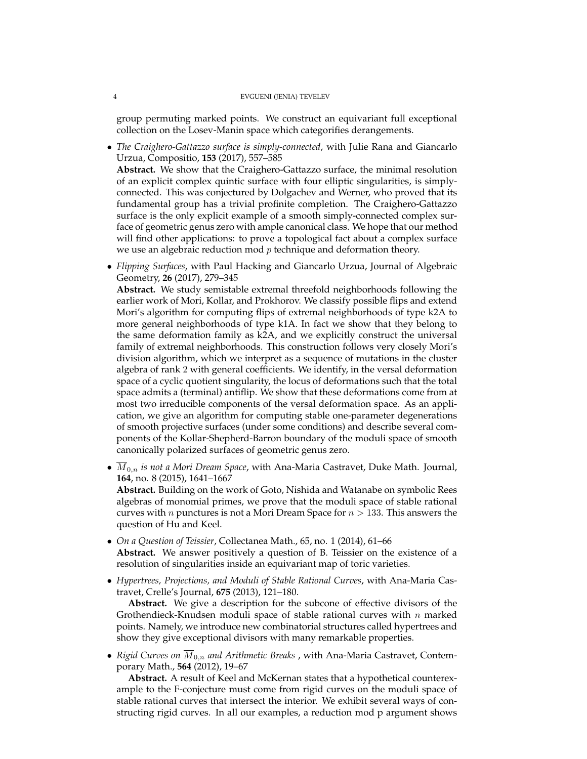group permuting marked points. We construct an equivariant full exceptional collection on the Losev-Manin space which categorifies derangements.

- *The Craighero-Gattazzo surface is simply-connected*, with Julie Rana and Giancarlo Urzua, Compositio, **153** (2017), 557–585
**Abstract.** We show that the Craighero-Gattazzo surface, the minimal resolution of an explicit complex quintic surface with four elliptic singularities, is simply-connected. This was conjectured by Dolgachev and Werner, who proved that its fundamental group has a trivial profinite completion. The Craighero-Gattazzo surface is the only explicit example of a smooth simply-connected complex surface of geometric genus zero with ample canonical class. We hope that our method will find other applications: to prove a topological fact about a complex surface we use an algebraic reduction mod $p$ technique and deformation theory.

- *Flipping Surfaces*, with Paul Hacking and Giancarlo Urzua, Journal of Algebraic Geometry, **26** (2017), 279–345
**Abstract.** We study semistable extremal threefold neighborhoods following the earlier work of Mori, Kollar, and Prokhorov. We classify possible flips and extend Mori's algorithm for computing flips of extremal neighborhoods of type k2A to more general neighborhoods of type k1A. In fact we show that they belong to the same deformation family as k2A, and we explicitly construct the universal family of extremal neighborhoods. This construction follows very closely Mori's division algorithm, which we interpret as a sequence of mutations in the cluster algebra of rank 2 with general coefficients. We identify, in the versal deformation space of a cyclic quotient singularity, the locus of deformations such that the total space admits a (terminal) antiflip. We show that these deformations come from at most two irreducible components of the versal deformation space. As an application, we give an algorithm for computing stable one-parameter degenerations of smooth projective surfaces (under some conditions) and describe several components of the Kollar-Shepherd-Barron boundary of the moduli space of smooth canonically polarized surfaces of geometric genus zero.

- *$\overline{M}_{0,n}$ is not a Mori Dream Space*, with Ana-Maria Castravet, Duke Math. Journal, **164**, no. 8 (2015), 1641–1667
**Abstract.** Building on the work of Goto, Nishida and Watanabe on symbolic Rees algebras of monomial primes, we prove that the moduli space of stable rational curves with $n$ punctures is not a Mori Dream Space for $n > 133$. This answers the question of Hu and Keel.

- *On a Question of Teissier*, Collectanea Math., 65, no. 1 (2014), 61–66
**Abstract.** We answer positively a question of B. Teissier on the existence of a resolution of singularities inside an equivariant map of toric varieties.

- *Hypertrees, Projections, and Moduli of Stable Rational Curves*, with Ana-Maria Castravet, Crelle's Journal, **675** (2013), 121–180.
**Abstract.** We give a description for the subcone of effective divisors of the Grothendieck-Knudsen moduli space of stable rational curves with $n$ marked points. Namely, we introduce new combinatorial structures called hypertrees and show they give exceptional divisors with many remarkable properties.

- *Rigid Curves on $\overline{M}_{0,n}$ and Arithmetic Breaks* , with Ana-Maria Castravet, Contemporary Math., **564** (2012), 19–67
**Abstract.** A result of Keel and McKernan states that a hypothetical counterexample to the F-conjecture must come from rigid curves on the moduli space of stable rational curves that intersect the interior. We exhibit several ways of constructing rigid curves. In all our examples, a reduction mod p argument shows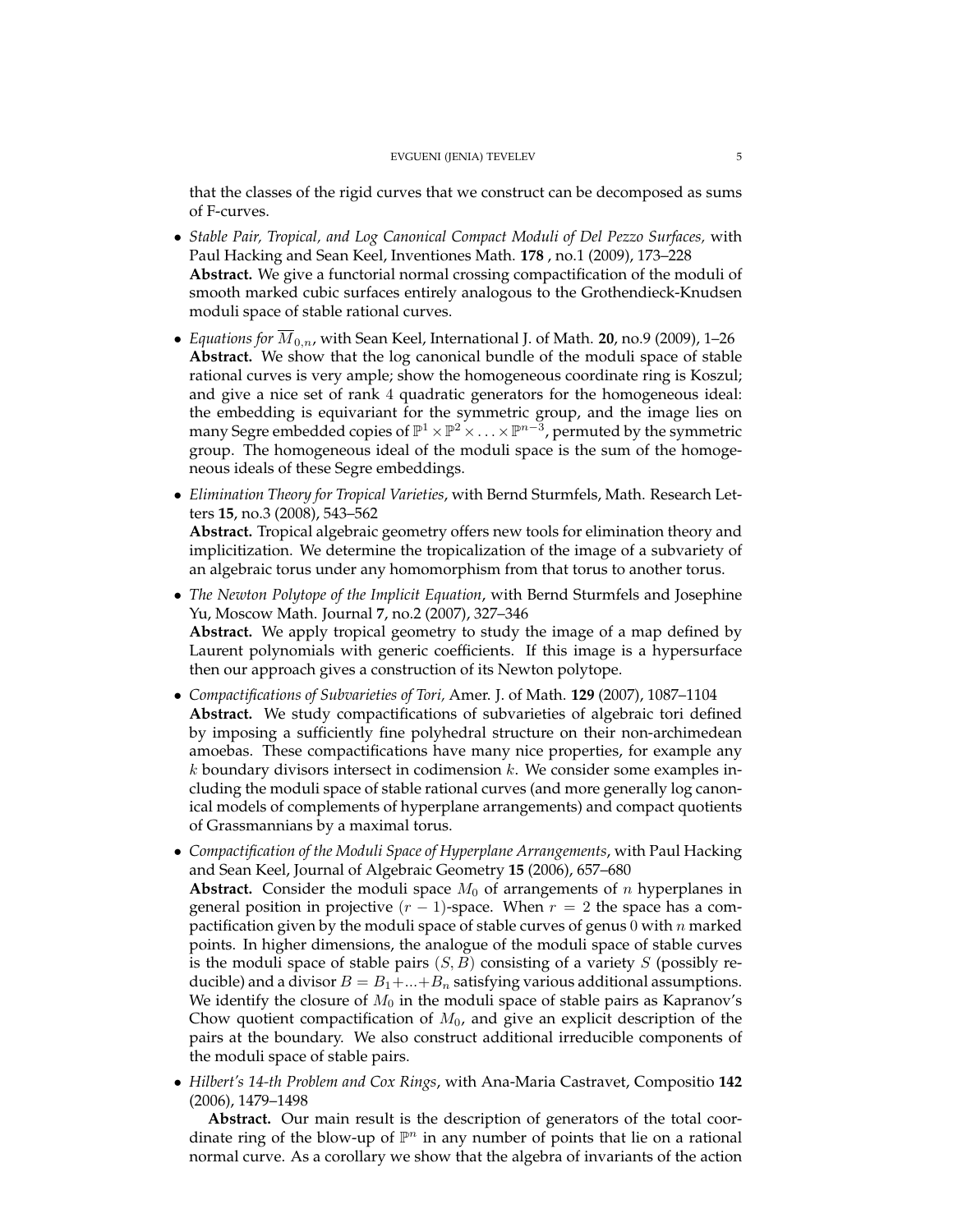that the classes of the rigid curves that we construct can be decomposed as sums of F-curves.

- *Stable Pair, Tropical, and Log Canonical Compact Moduli of Del Pezzo Surfaces,* with Paul Hacking and Sean Keel, Inventiones Math. **178** , no.1 (2009), 173–228
**Abstract.** We give a functorial normal crossing compactification of the moduli of smooth marked cubic surfaces entirely analogous to the Grothendieck-Knudsen moduli space of stable rational curves.

- *Equations for $\overline{M}_{0,n}$*, with Sean Keel, International J. of Math. **20**, no.9 (2009), 1–26
**Abstract.** We show that the log canonical bundle of the moduli space of stable rational curves is very ample; show the homogeneous coordinate ring is Koszul; and give a nice set of rank 4 quadratic generators for the homogeneous ideal: the embedding is equivariant for the symmetric group, and the image lies on many Segre embedded copies of $\mathbb{P}^1 \times \mathbb{P}^2 \times \ldots \times \mathbb{P}^{n-3}$, permuted by the symmetric group. The homogeneous ideal of the moduli space is the sum of the homogeneous ideals of these Segre embeddings.

- *Elimination Theory for Tropical Varieties*, with Bernd Sturmfels, Math. Research Letters **15**, no.3 (2008), 543–562
**Abstract.** Tropical algebraic geometry offers new tools for elimination theory and implicitization. We determine the tropicalization of the image of a subvariety of an algebraic torus under any homomorphism from that torus to another torus.

- *The Newton Polytope of the Implicit Equation*, with Bernd Sturmfels and Josephine Yu, Moscow Math. Journal **7**, no.2 (2007), 327–346
**Abstract.** We apply tropical geometry to study the image of a map defined by Laurent polynomials with generic coefficients. If this image is a hypersurface then our approach gives a construction of its Newton polytope.

- *Compactifications of Subvarieties of Tori,* Amer. J. of Math. **129** (2007), 1087–1104
**Abstract.** We study compactifications of subvarieties of algebraic tori defined by imposing a sufficiently fine polyhedral structure on their non-archimedean amoebas. These compactifications have many nice properties, for example any $k$ boundary divisors intersect in codimension $k$. We consider some examples including the moduli space of stable rational curves (and more generally log canonical models of complements of hyperplane arrangements) and compact quotients of Grassmannians by a maximal torus.

- *Compactification of the Moduli Space of Hyperplane Arrangements*, with Paul Hacking and Sean Keel, Journal of Algebraic Geometry **15** (2006), 657–680
**Abstract.** Consider the moduli space $M_0$ of arrangements of $n$ hyperplanes in general position in projective $(r-1)$-space. When $r = 2$ the space has a compactification given by the moduli space of stable curves of genus 0 with $n$ marked points. In higher dimensions, the analogue of the moduli space of stable curves is the moduli space of stable pairs $(S, B)$ consisting of a variety $S$ (possibly reducible) and a divisor $B = B_1 + \ldots + B_n$ satisfying various additional assumptions. We identify the closure of $M_0$ in the moduli space of stable pairs as Kapranov's Chow quotient compactification of $M_0$, and give an explicit description of the pairs at the boundary. We also construct additional irreducible components of the moduli space of stable pairs.

- *Hilbert's 14-th Problem and Cox Rings*, with Ana-Maria Castravet, Compositio **142** (2006), 1479–1498
**Abstract.** Our main result is the description of generators of the total coordinate ring of the blow-up of $\mathbb{P}^n$ in any number of points that lie on a rational normal curve. As a corollary we show that the algebra of invariants of the action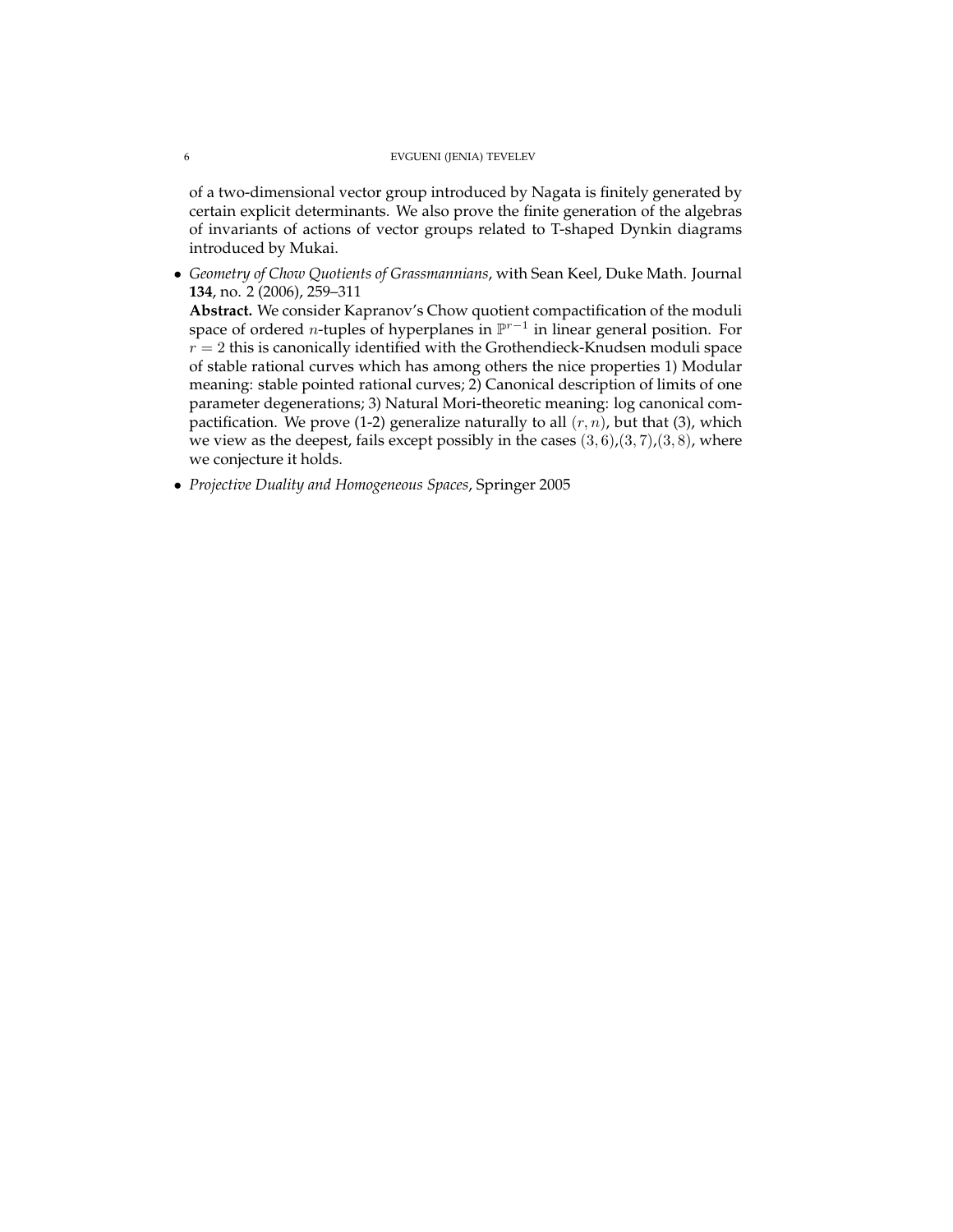of a two-dimensional vector group introduced by Nagata is finitely generated by certain explicit determinants. We also prove the finite generation of the algebras of invariants of actions of vector groups related to T-shaped Dynkin diagrams introduced by Mukai.

- *Geometry of Chow Quotients of Grassmannians*, with Sean Keel, Duke Math. Journal **134**, no. 2 (2006), 259–311

  **Abstract.** We consider Kapranov's Chow quotient compactification of the moduli space of ordered $n$-tuples of hyperplanes in $\mathbb{P}^{r-1}$ in linear general position. For $r = 2$ this is canonically identified with the Grothendieck-Knudsen moduli space of stable rational curves which has among others the nice properties 1) Modular meaning: stable pointed rational curves; 2) Canonical description of limits of one parameter degenerations; 3) Natural Mori-theoretic meaning: log canonical compactification. We prove (1-2) generalize naturally to all $(r, n)$, but that (3), which we view as the deepest, fails except possibly in the cases $(3, 6)$,$(3, 7)$,$(3, 8)$, where we conjecture it holds.

- *Projective Duality and Homogeneous Spaces*, Springer 2005